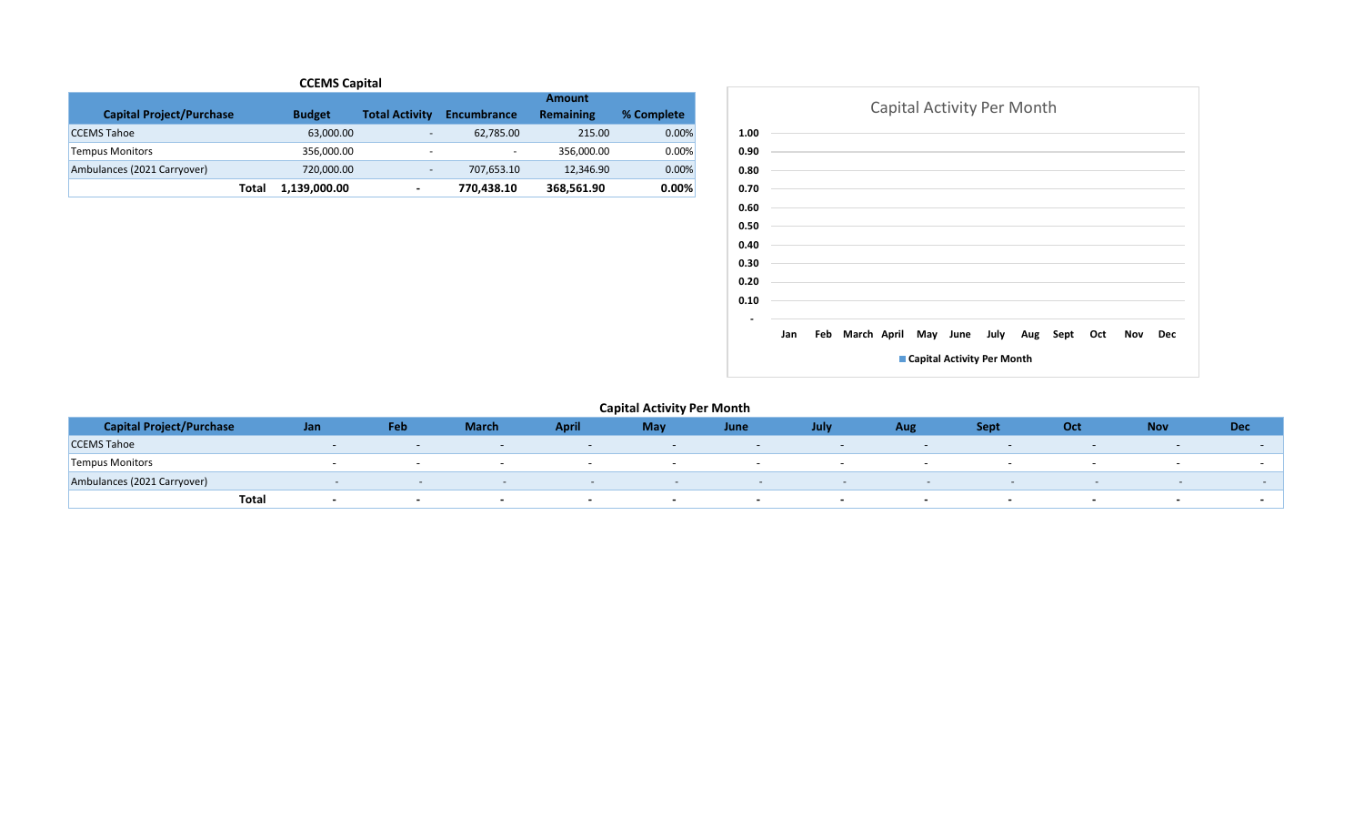## CCEMS Capital

| Capital Project/Purchase | Budget | Total Activity | Encumbrance | Amount Remaining | % Complete |
|---|---|---|---|---|---|
| CCEMS Tahoe | 63,000.00 | - | 62,785.00 | 215.00 | 0.00% |
| Tempus Monitors | 356,000.00 | - | - | 356,000.00 | 0.00% |
| Ambulances (2021 Carryover) | 720,000.00 | - | 707,653.10 | 12,346.90 | 0.00% |
| **Total** | **1,139,000.00** | **-** | **770,438.10** | **368,561.90** | **0.00%** |

Capital Activity Per Month

1.00
0.90
0.80
0.70
0.60
0.50
0.40
0.30
0.20
0.10
-

Jan Feb March April May June July Aug Sept Oct Nov Dec

Capital Activity Per Month

## Capital Activity Per Month

| Capital Project/Purchase | Jan | Feb | March | April | May | June | July | Aug | Sept | Oct | Nov | Dec |
|---|---|---|---|---|---|---|---|---|---|---|---|---|
| CCEMS Tahoe | - | - | - | - | - | - | - | - | - | - | - | - |
| Tempus Monitors | - | - | - | - | - | - | - | - | - | - | - | - |
| Ambulances (2021 Carryover) | - | - | - | - | - | - | - | - | - | - | - | - |
| **Total** | **-** | **-** | **-** | **-** | **-** | **-** | **-** | **-** | **-** | **-** | **-** | **-** |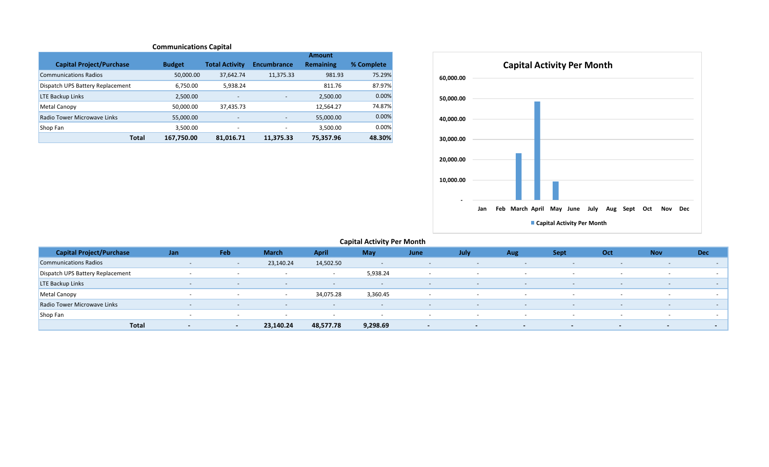## Communications Capital

| Capital Project/Purchase | Budget | Total Activity | Encumbrance | Amount Remaining | % Complete |
|---|---|---|---|---|---|
| Communications Radios | 50,000.00 | 37,642.74 | 11,375.33 | 981.93 | 75.29% |
| Dispatch UPS Battery Replacement | 6,750.00 | 5,938.24 | | 811.76 | 87.97% |
| LTE Backup Links | 2,500.00 | - | - | 2,500.00 | 0.00% |
| Metal Canopy | 50,000.00 | 37,435.73 | | 12,564.27 | 74.87% |
| Radio Tower Microwave Links | 55,000.00 | - | - | 55,000.00 | 0.00% |
| Shop Fan | 3,500.00 | - | - | 3,500.00 | 0.00% |
| **Total** | **167,750.00** | **81,016.71** | **11,375.33** | **75,357.96** | **48.30%** |

### Capital Activity Per Month

| Capital Project/Purchase | Jan | Feb | March | April | May | June | July | Aug | Sept | Oct | Nov | Dec |
|---|---|---|---|---|---|---|---|---|---|---|---|---|
| Communications Radios | - | - | 23,140.24 | 14,502.50 | - | - | - | - | - | - | - | - |
| Dispatch UPS Battery Replacement | - | - | - | - | 5,938.24 | - | - | - | - | - | - | - |
| LTE Backup Links | - | - | - | - | - | - | - | - | - | - | - | - |
| Metal Canopy | - | - | - | 34,075.28 | 3,360.45 | - | - | - | - | - | - | - |
| Radio Tower Microwave Links | - | - | - | - | - | - | - | - | - | - | - | - |
| Shop Fan | - | - | - | - | - | - | - | - | - | - | - | - |
| **Total** | **-** | **-** | **23,140.24** | **48,577.78** | **9,298.69** | **-** | **-** | **-** | **-** | **-** | **-** | **-** |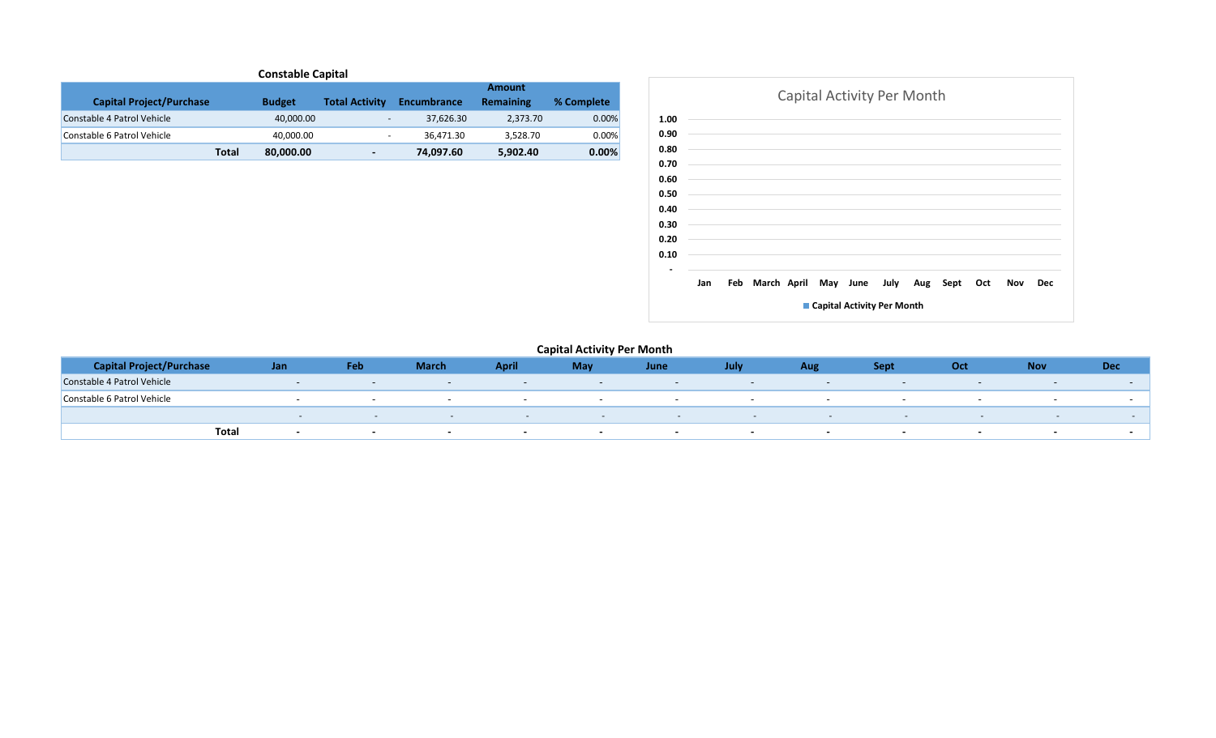## Constable Capital

| Capital Project/Purchase | Budget | Total Activity | Encumbrance | Amount Remaining | % Complete |
|---|---|---|---|---|---|
| Constable 4 Patrol Vehicle | 40,000.00 | - | 37,626.30 | 2,373.70 | 0.00% |
| Constable 6 Patrol Vehicle | 40,000.00 | - | 36,471.30 | 3,528.70 | 0.00% |
| **Total** | **80,000.00** | **-** | **74,097.60** | **5,902.40** | **0.00%** |

Capital Activity Per Month

1.00
0.90
0.80
0.70
0.60
0.50
0.40
0.30
0.20
0.10
-

Jan Feb March April May June July Aug Sept Oct Nov Dec

Capital Activity Per Month

## Capital Activity Per Month

| Capital Project/Purchase | Jan | Feb | March | April | May | June | July | Aug | Sept | Oct | Nov | Dec |
|---|---|---|---|---|---|---|---|---|---|---|---|---|
| Constable 4 Patrol Vehicle | - | - | - | - | - | - | - | - | - | - | - | - |
| Constable 6 Patrol Vehicle | - | - | - | - | - | - | - | - | - | - | - | - |
| | - | - | - | - | - | - | - | - | - | - | - | - |
| **Total** | **-** | **-** | **-** | **-** | **-** | **-** | **-** | **-** | **-** | **-** | **-** | **-** |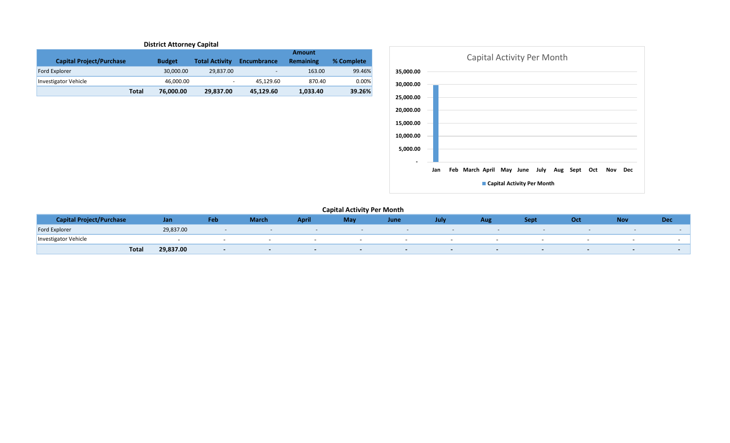## District Attorney Capital

| Capital Project/Purchase | Budget | Total Activity | Encumbrance | Amount Remaining | % Complete |
|---|---|---|---|---|---|
| Ford Explorer | 30,000.00 | 29,837.00 | - | 163.00 | 99.46% |
| Investigator Vehicle | 46,000.00 | - | 45,129.60 | 870.40 | 0.00% |
| **Total** | **76,000.00** | **29,837.00** | **45,129.60** | **1,033.40** | **39.26%** |

### Capital Activity Per Month

| | Jan | Feb | March | April | May | June | July | Aug | Sept | Oct | Nov | Dec |
|---|---|---|---|---|---|---|---|---|---|---|---|---|
| Capital Activity Per Month | 29,837.00 | - | - | - | - | - | - | - | - | - | - | - |

## Capital Activity Per Month

| Capital Project/Purchase | Jan | Feb | March | April | May | June | July | Aug | Sept | Oct | Nov | Dec |
|---|---|---|---|---|---|---|---|---|---|---|---|---|
| Ford Explorer | 29,837.00 | - | - | - | - | - | - | - | - | - | - | - |
| Investigator Vehicle | - | - | - | - | - | - | - | - | - | - | - | - |
| **Total** | **29,837.00** | **-** | **-** | **-** | **-** | **-** | **-** | **-** | **-** | **-** | **-** | **-** |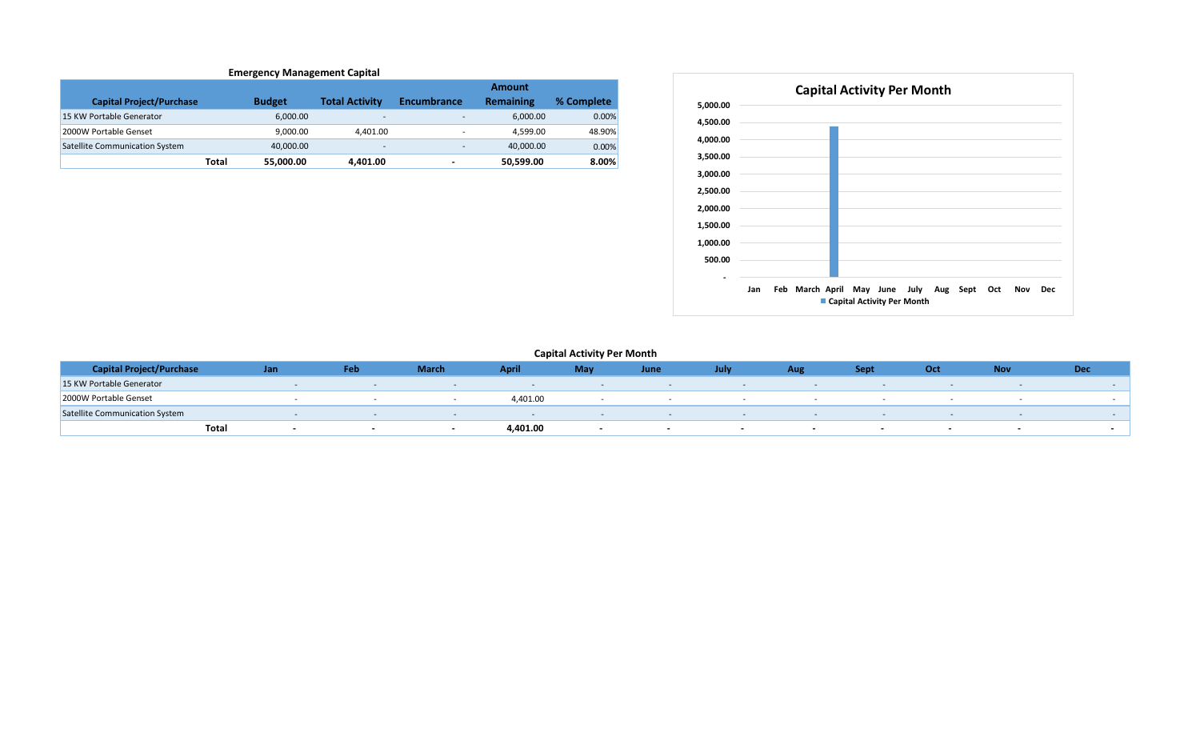**Emergency Management Capital**

| Capital Project/Purchase | Budget | Total Activity | Encumbrance | Amount Remaining | % Complete |
|---|---|---|---|---|---|
| 15 KW Portable Generator | 6,000.00 | - | - | 6,000.00 | 0.00% |
| 2000W Portable Genset | 9,000.00 | 4,401.00 | - | 4,599.00 | 48.90% |
| Satellite Communication System | 40,000.00 | - | - | 40,000.00 | 0.00% |
| **Total** | **55,000.00** | **4,401.00** | **-** | **50,599.00** | **8.00%** |

**Capital Activity Per Month**

| | Jan | Feb | March | April | May | June | July | Aug | Sept | Oct | Nov | Dec |
|---|---|---|---|---|---|---|---|---|---|---|---|---|
| Capital Activity Per Month | - | - | - | 4,401.00 | - | - | - | - | - | - | - | - |

**Capital Activity Per Month**

| Capital Project/Purchase | Jan | Feb | March | April | May | June | July | Aug | Sept | Oct | Nov | Dec |
|---|---|---|---|---|---|---|---|---|---|---|---|---|
| 15 KW Portable Generator | - | - | - | - | - | - | - | - | - | - | - | - |
| 2000W Portable Genset | - | - | - | 4,401.00 | - | - | - | - | - | - | - | - |
| Satellite Communication System | - | - | - | - | - | - | - | - | - | - | - | - |
| **Total** | **-** | **-** | **-** | **4,401.00** | **-** | **-** | **-** | **-** | **-** | **-** | **-** | **-** |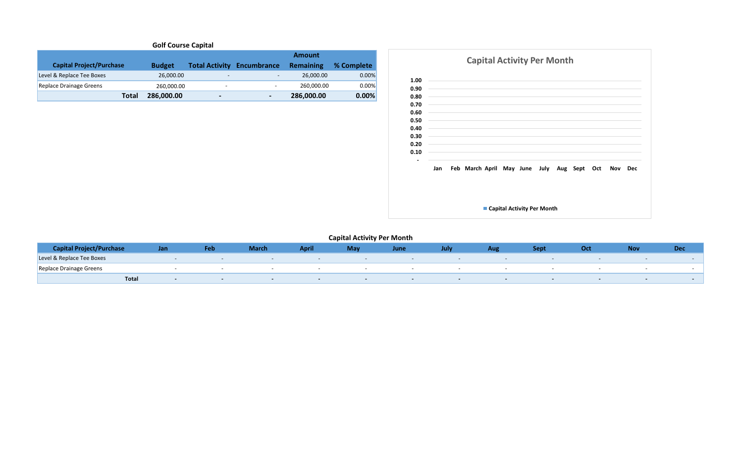## Golf Course Capital

| Capital Project/Purchase | Budget | Total Activity | Encumbrance | Amount Remaining | % Complete |
|---|---|---|---|---|---|
| Level & Replace Tee Boxes | 26,000.00 | - | - | 26,000.00 | 0.00% |
| Replace Drainage Greens | 260,000.00 | - | - | 260,000.00 | 0.00% |
| **Total** | **286,000.00** | **-** | **-** | **286,000.00** | **0.00%** |

**Capital Activity Per Month**

1.00
0.90
0.80
0.70
0.60
0.50
0.40
0.30
0.20
0.10
-

Jan Feb March April May June July Aug Sept Oct Nov Dec

Capital Activity Per Month

## Capital Activity Per Month

| Capital Project/Purchase | Jan | Feb | March | April | May | June | July | Aug | Sept | Oct | Nov | Dec |
|---|---|---|---|---|---|---|---|---|---|---|---|---|
| Level & Replace Tee Boxes | - | - | - | - | - | - | - | - | - | - | - | - |
| Replace Drainage Greens | - | - | - | - | - | - | - | - | - | - | - | - |
| **Total** | **-** | **-** | **-** | **-** | **-** | **-** | **-** | **-** | **-** | **-** | **-** | **-** |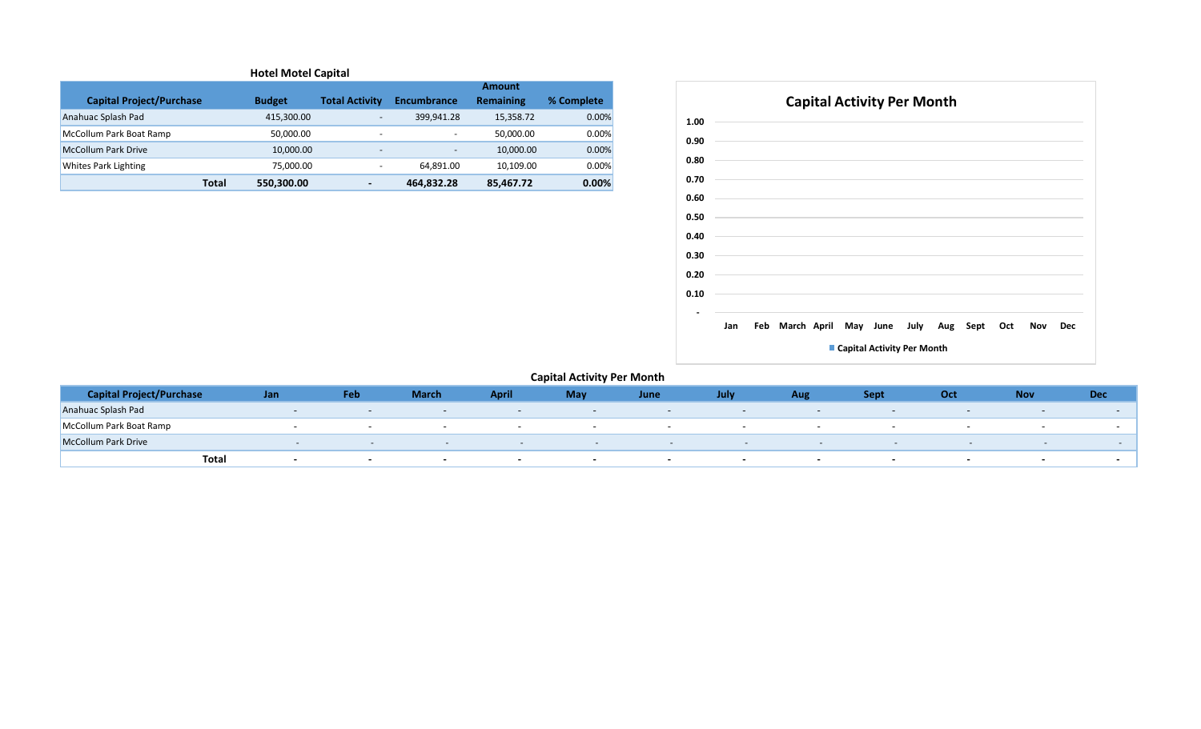## Hotel Motel Capital

| Capital Project/Purchase | Budget | Total Activity | Encumbrance | Amount Remaining | % Complete |
|---|---|---|---|---|---|
| Anahuac Splash Pad | 415,300.00 | - | 399,941.28 | 15,358.72 | 0.00% |
| McCollum Park Boat Ramp | 50,000.00 | - | - | 50,000.00 | 0.00% |
| McCollum Park Drive | 10,000.00 | - | - | 10,000.00 | 0.00% |
| Whites Park Lighting | 75,000.00 | - | 64,891.00 | 10,109.00 | 0.00% |
| **Total** | **550,300.00** | **-** | **464,832.28** | **85,467.72** | **0.00%** |

### Capital Activity Per Month

| | Jan | Feb | March | April | May | June | July | Aug | Sept | Oct | Nov | Dec |
|---|---|---|---|---|---|---|---|---|---|---|---|---|
| Capital Activity Per Month | - | - | - | - | - | - | - | - | - | - | - | - |

## Capital Activity Per Month

| Capital Project/Purchase | Jan | Feb | March | April | May | June | July | Aug | Sept | Oct | Nov | Dec |
|---|---|---|---|---|---|---|---|---|---|---|---|---|
| Anahuac Splash Pad | - | - | - | - | - | - | - | - | - | - | - | - |
| McCollum Park Boat Ramp | - | - | - | - | - | - | - | - | - | - | - | - |
| McCollum Park Drive | - | - | - | - | - | - | - | - | - | - | - | - |
| **Total** | **-** | **-** | **-** | **-** | **-** | **-** | **-** | **-** | **-** | **-** | **-** | **-** |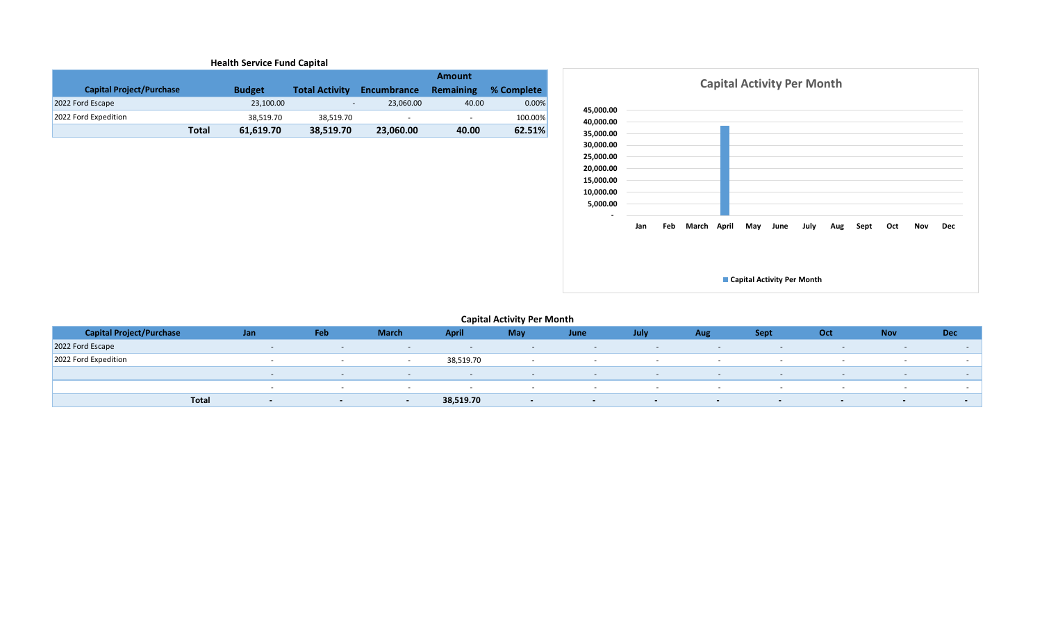**Health Service Fund Capital**

| Capital Project/Purchase | Budget | Total Activity | Encumbrance | Amount Remaining | % Complete |
|---|---|---|---|---|---|
| 2022 Ford Escape | 23,100.00 | - | 23,060.00 | 40.00 | 0.00% |
| 2022 Ford Expedition | 38,519.70 | 38,519.70 | - | - | 100.00% |
| **Total** | **61,619.70** | **38,519.70** | **23,060.00** | **40.00** | **62.51%** |

**Capital Activity Per Month**

45,000.00
40,000.00
35,000.00
30,000.00
25,000.00
20,000.00
15,000.00
10,000.00
5,000.00
-

Jan Feb March April May June July Aug Sept Oct Nov Dec

Capital Activity Per Month

**Capital Activity Per Month**

| Capital Project/Purchase | Jan | Feb | March | April | May | June | July | Aug | Sept | Oct | Nov | Dec |
|---|---|---|---|---|---|---|---|---|---|---|---|---|
| 2022 Ford Escape | - | - | - | - | - | - | - | - | - | - | - | - |
| 2022 Ford Expedition | - | - | - | 38,519.70 | - | - | - | - | - | - | - | - |
| | - | - | - | - | - | - | - | - | - | - | - | - |
| | - | - | - | - | - | - | - | - | - | - | - | - |
| **Total** | **-** | **-** | **-** | **38,519.70** | **-** | **-** | **-** | **-** | **-** | **-** | **-** | **-** |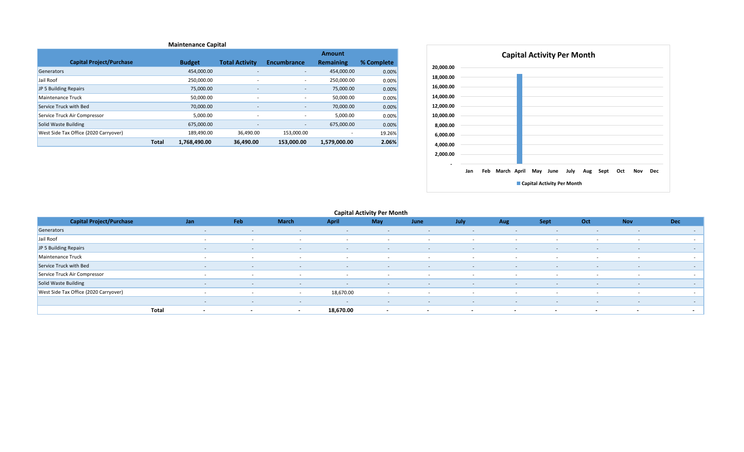## Maintenance Capital

| Capital Project/Purchase | Budget | Total Activity | Encumbrance | Amount Remaining | % Complete |
|---|---|---|---|---|---|
| Generators | 454,000.00 | - | - | 454,000.00 | 0.00% |
| Jail Roof | 250,000.00 | - | - | 250,000.00 | 0.00% |
| JP 5 Building Repairs | 75,000.00 | - | - | 75,000.00 | 0.00% |
| Maintenance Truck | 50,000.00 | - | - | 50,000.00 | 0.00% |
| Service Truck with Bed | 70,000.00 | - | - | 70,000.00 | 0.00% |
| Service Truck Air Compressor | 5,000.00 | - | - | 5,000.00 | 0.00% |
| Solid Waste Building | 675,000.00 | - | - | 675,000.00 | 0.00% |
| West Side Tax Office (2020 Carryover) | 189,490.00 | 36,490.00 | 153,000.00 | - | 19.26% |
| **Total** | **1,768,490.00** | **36,490.00** | **153,000.00** | **1,579,000.00** | **2.06%** |

**Capital Activity Per Month**

| | |
|---|---|
| Y-axis | - , 2,000.00, 4,000.00, 6,000.00, 8,000.00, 10,000.00, 12,000.00, 14,000.00, 16,000.00, 18,000.00, 20,000.00 |
| X-axis | Jan, Feb, March, April, May, June, July, Aug, Sept, Oct, Nov, Dec |
| Legend | Capital Activity Per Month |

## Capital Activity Per Month

| Capital Project/Purchase | Jan | Feb | March | April | May | June | July | Aug | Sept | Oct | Nov | Dec |
|---|---|---|---|---|---|---|---|---|---|---|---|---|
| Generators | - | - | - | - | - | - | - | - | - | - | - | - |
| Jail Roof | - | - | - | - | - | - | - | - | - | - | - | - |
| JP 5 Building Repairs | - | - | - | - | - | - | - | - | - | - | - | - |
| Maintenance Truck | - | - | - | - | - | - | - | - | - | - | - | - |
| Service Truck with Bed | - | - | - | - | - | - | - | - | - | - | - | - |
| Service Truck Air Compressor | - | - | - | - | - | - | - | - | - | - | - | - |
| Solid Waste Building | - | - | - | - | - | - | - | - | - | - | - | - |
| West Side Tax Office (2020 Carryover) | - | - | - | 18,670.00 | - | - | - | - | - | - | - | - |
| | - | - | - | - | - | - | - | - | - | - | - | - |
| **Total** | **-** | **-** | **-** | **18,670.00** | **-** | **-** | **-** | **-** | **-** | **-** | **-** | **-** |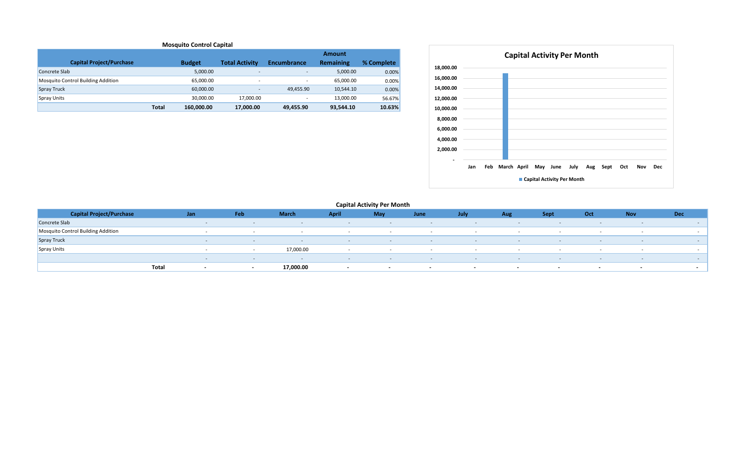## Mosquito Control Capital

| Capital Project/Purchase | Budget | Total Activity | Encumbrance | Amount Remaining | % Complete |
|---|---|---|---|---|---|
| Concrete Slab | 5,000.00 | - | - | 5,000.00 | 0.00% |
| Mosquito Control Building Addition | 65,000.00 | - | - | 65,000.00 | 0.00% |
| Spray Truck | 60,000.00 | - | 49,455.90 | 10,544.10 | 0.00% |
| Spray Units | 30,000.00 | 17,000.00 | - | 13,000.00 | 56.67% |
| **Total** | **160,000.00** | **17,000.00** | **49,455.90** | **93,544.10** | **10.63%** |

**Capital Activity Per Month**

| | Jan | Feb | March | April | May | June | July | Aug | Sept | Oct | Nov | Dec |
|---|---|---|---|---|---|---|---|---|---|---|---|---|
| Capital Activity Per Month | - | - | 17,000.00 | - | - | - | - | - | - | - | - | - |

## Capital Activity Per Month

| Capital Project/Purchase | Jan | Feb | March | April | May | June | July | Aug | Sept | Oct | Nov | Dec |
|---|---|---|---|---|---|---|---|---|---|---|---|---|
| Concrete Slab | - | - | - | - | - | - | - | - | - | - | - | - |
| Mosquito Control Building Addition | - | - | - | - | - | - | - | - | - | - | - | - |
| Spray Truck | - | - | - | - | - | - | - | - | - | - | - | - |
| Spray Units | - | - | 17,000.00 | - | - | - | - | - | - | - | - | - |
| | - | - | - | - | - | - | - | - | - | - | - | - |
| **Total** | **-** | **-** | **17,000.00** | **-** | **-** | **-** | **-** | **-** | **-** | **-** | **-** | **-** |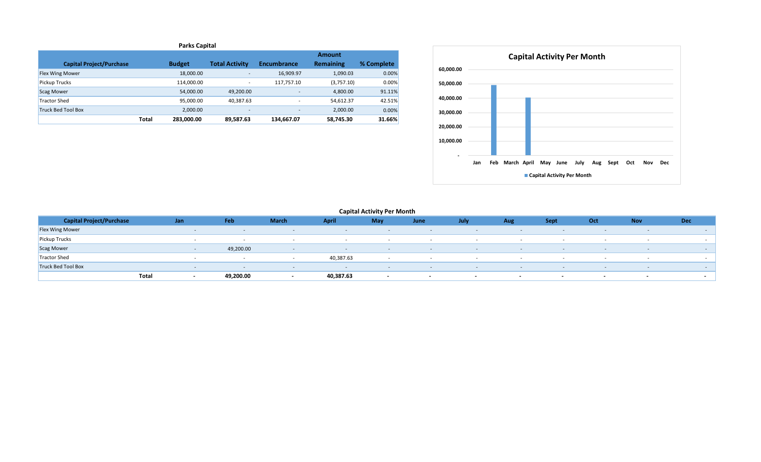## Parks Capital

| Capital Project/Purchase | Budget | Total Activity | Encumbrance | Amount Remaining | % Complete |
|---|---|---|---|---|---|
| Flex Wing Mower | 18,000.00 | - | 16,909.97 | 1,090.03 | 0.00% |
| Pickup Trucks | 114,000.00 | - | 117,757.10 | (3,757.10) | 0.00% |
| Scag Mower | 54,000.00 | 49,200.00 | - | 4,800.00 | 91.11% |
| Tractor Shed | 95,000.00 | 40,387.63 | - | 54,612.37 | 42.51% |
| Truck Bed Tool Box | 2,000.00 | - | - | 2,000.00 | 0.00% |
| **Total** | **283,000.00** | **89,587.63** | **134,667.07** | **58,745.30** | **31.66%** |

## Capital Activity Per Month

| Month | Capital Activity Per Month |
|---|---|
| Jan | - |
| Feb | 49,200.00 |
| March | - |
| April | 40,387.63 |
| May | - |
| June | - |
| July | - |
| Aug | - |
| Sept | - |
| Oct | - |
| Nov | - |
| Dec | - |

## Capital Activity Per Month

| Capital Project/Purchase | Jan | Feb | March | April | May | June | July | Aug | Sept | Oct | Nov | Dec |
|---|---|---|---|---|---|---|---|---|---|---|---|---|
| Flex Wing Mower | - | - | - | - | - | - | - | - | - | - | - | - |
| Pickup Trucks | - | - | - | - | - | - | - | - | - | - | - | - |
| Scag Mower | - | 49,200.00 | - | - | - | - | - | - | - | - | - | - |
| Tractor Shed | - | - | - | 40,387.63 | - | - | - | - | - | - | - | - |
| Truck Bed Tool Box | - | - | - | - | - | - | - | - | - | - | - | - |
| **Total** | **-** | **49,200.00** | **-** | **40,387.63** | **-** | **-** | **-** | **-** | **-** | **-** | **-** | **-** |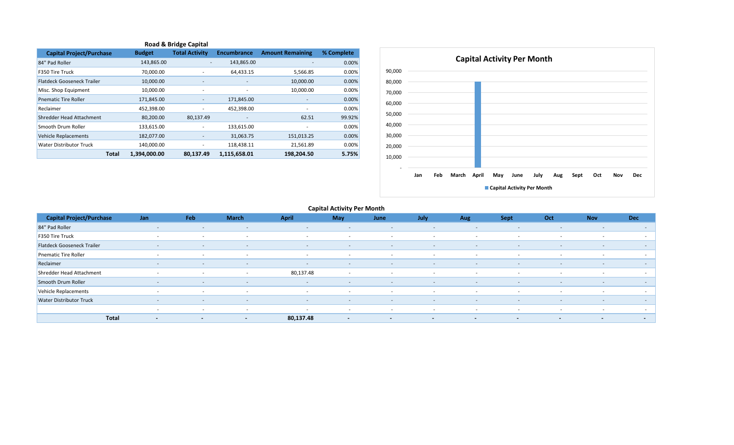## Road & Bridge Capital

| Capital Project/Purchase | Budget | Total Activity | Encumbrance | Amount Remaining | % Complete |
|---|---|---|---|---|---|
| 84" Pad Roller | 143,865.00 | - | 143,865.00 | - | 0.00% |
| F350 Tire Truck | 70,000.00 | - | 64,433.15 | 5,566.85 | 0.00% |
| Flatdeck Gooseneck Trailer | 10,000.00 | - | - | 10,000.00 | 0.00% |
| Misc. Shop Equipment | 10,000.00 | - | - | 10,000.00 | 0.00% |
| Pnematic Tire Roller | 171,845.00 | - | 171,845.00 | - | 0.00% |
| Reclaimer | 452,398.00 | - | 452,398.00 | - | 0.00% |
| Shredder Head Attachment | 80,200.00 | 80,137.49 | - | 62.51 | 99.92% |
| Smooth Drum Roller | 133,615.00 | - | 133,615.00 | - | 0.00% |
| Vehicle Replacements | 182,077.00 | - | 31,063.75 | 151,013.25 | 0.00% |
| Water Distributor Truck | 140,000.00 | - | 118,438.11 | 21,561.89 | 0.00% |
| **Total** | **1,394,000.00** | **80,137.49** | **1,115,658.01** | **198,204.50** | **5.75%** |

**Capital Activity Per Month**

90,000
80,000
70,000
60,000
50,000
40,000
30,000
20,000
10,000
-

Jan Feb March April May June July Aug Sept Oct Nov Dec

Capital Activity Per Month

## Capital Activity Per Month

| Capital Project/Purchase | Jan | Feb | March | April | May | June | July | Aug | Sept | Oct | Nov | Dec |
|---|---|---|---|---|---|---|---|---|---|---|---|---|
| 84" Pad Roller | - | - | - | - | - | - | - | - | - | - | - | - |
| F350 Tire Truck | - | - | - | - | - | - | - | - | - | - | - | - |
| Flatdeck Gooseneck Trailer | - | - | - | - | - | - | - | - | - | - | - | - |
| Pnematic Tire Roller | - | - | - | - | - | - | - | - | - | - | - | - |
| Reclaimer | - | - | - | - | - | - | - | - | - | - | - | - |
| Shredder Head Attachment | - | - | - | 80,137.48 | - | - | - | - | - | - | - | - |
| Smooth Drum Roller | - | - | - | - | - | - | - | - | - | - | - | - |
| Vehicle Replacements | - | - | - | - | - | - | - | - | - | - | - | - |
| Water Distributor Truck | - | - | - | - | - | - | - | - | - | - | - | - |
| | - | - | - | - | - | - | - | - | - | - | - | - |
| **Total** | **-** | **-** | **-** | **80,137.48** | **-** | **-** | **-** | **-** | **-** | **-** | **-** | **-** |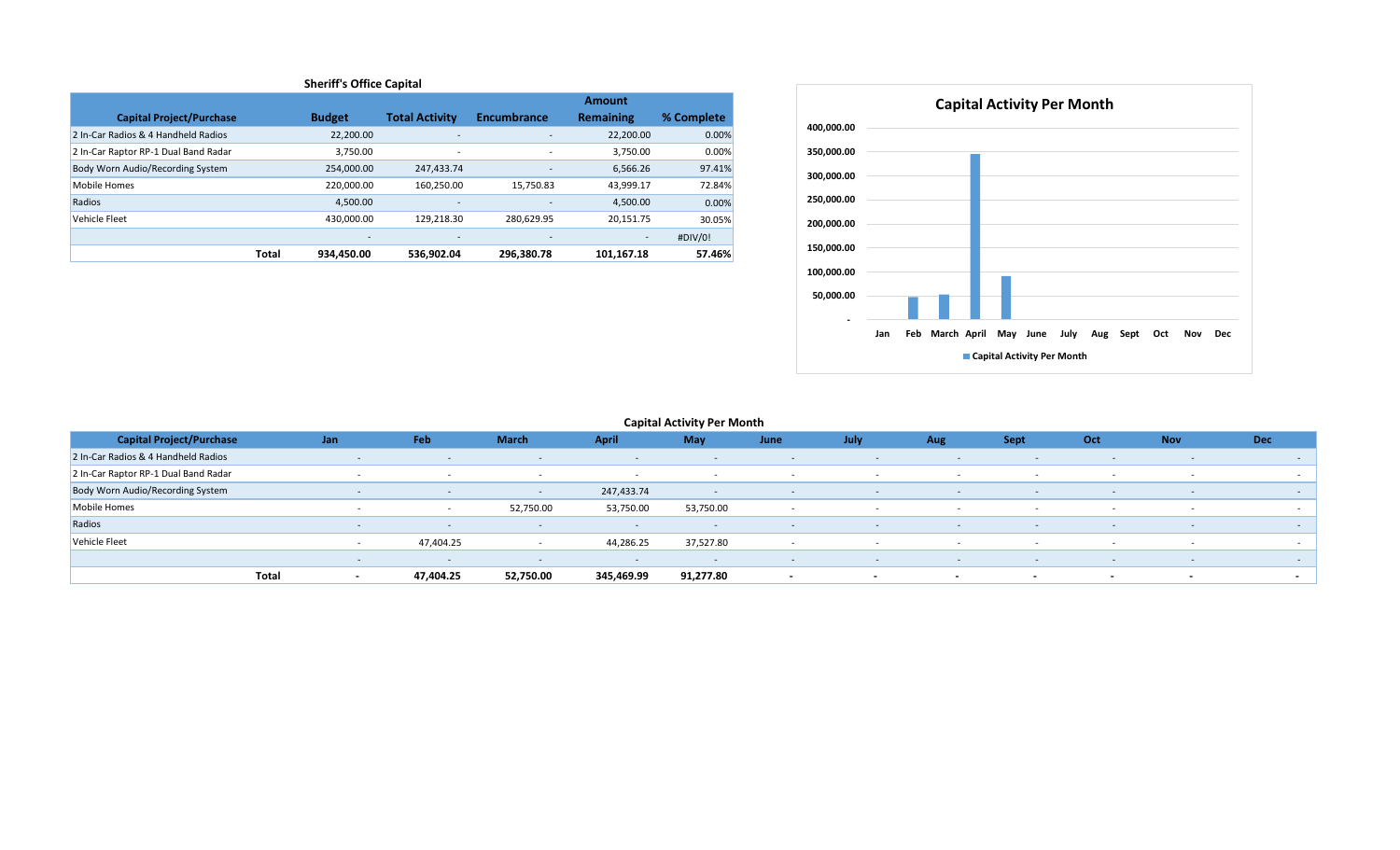## Sheriff's Office Capital

| Capital Project/Purchase | Budget | Total Activity | Encumbrance | Amount Remaining | % Complete |
|---|---|---|---|---|---|
| 2 In-Car Radios & 4 Handheld Radios | 22,200.00 | - | - | 22,200.00 | 0.00% |
| 2 In-Car Raptor RP-1 Dual Band Radar | 3,750.00 | - | - | 3,750.00 | 0.00% |
| Body Worn Audio/Recording System | 254,000.00 | 247,433.74 | - | 6,566.26 | 97.41% |
| Mobile Homes | 220,000.00 | 160,250.00 | 15,750.83 | 43,999.17 | 72.84% |
| Radios | 4,500.00 | - | - | 4,500.00 | 0.00% |
| Vehicle Fleet | 430,000.00 | 129,218.30 | 280,629.95 | 20,151.75 | 30.05% |
| | - | - | - | - | #DIV/0! |
| **Total** | **934,450.00** | **536,902.04** | **296,380.78** | **101,167.18** | **57.46%** |

Capital Activity Per Month

| Month | Capital Activity Per Month |
|---|---|
| Jan | - |
| Feb | 47,404.25 |
| March | 52,750.00 |
| April | 345,469.99 |
| May | 91,277.80 |
| June | - |
| July | - |
| Aug | - |
| Sept | - |
| Oct | - |
| Nov | - |
| Dec | - |

## Capital Activity Per Month

| Capital Project/Purchase | Jan | Feb | March | April | May | June | July | Aug | Sept | Oct | Nov | Dec |
|---|---|---|---|---|---|---|---|---|---|---|---|---|
| 2 In-Car Radios & 4 Handheld Radios | - | - | - | - | - | - | - | - | - | - | - | - |
| 2 In-Car Raptor RP-1 Dual Band Radar | - | - | - | - | - | - | - | - | - | - | - | - |
| Body Worn Audio/Recording System | - | - | - | 247,433.74 | - | - | - | - | - | - | - | - |
| Mobile Homes | - | - | 52,750.00 | 53,750.00 | 53,750.00 | - | - | - | - | - | - | - |
| Radios | - | - | - | - | - | - | - | - | - | - | - | - |
| Vehicle Fleet | - | 47,404.25 | - | 44,286.25 | 37,527.80 | - | - | - | - | - | - | - |
| | - | - | - | - | - | - | - | - | - | - | - | - |
| **Total** | **-** | **47,404.25** | **52,750.00** | **345,469.99** | **91,277.80** | **-** | **-** | **-** | **-** | **-** | **-** | **-** |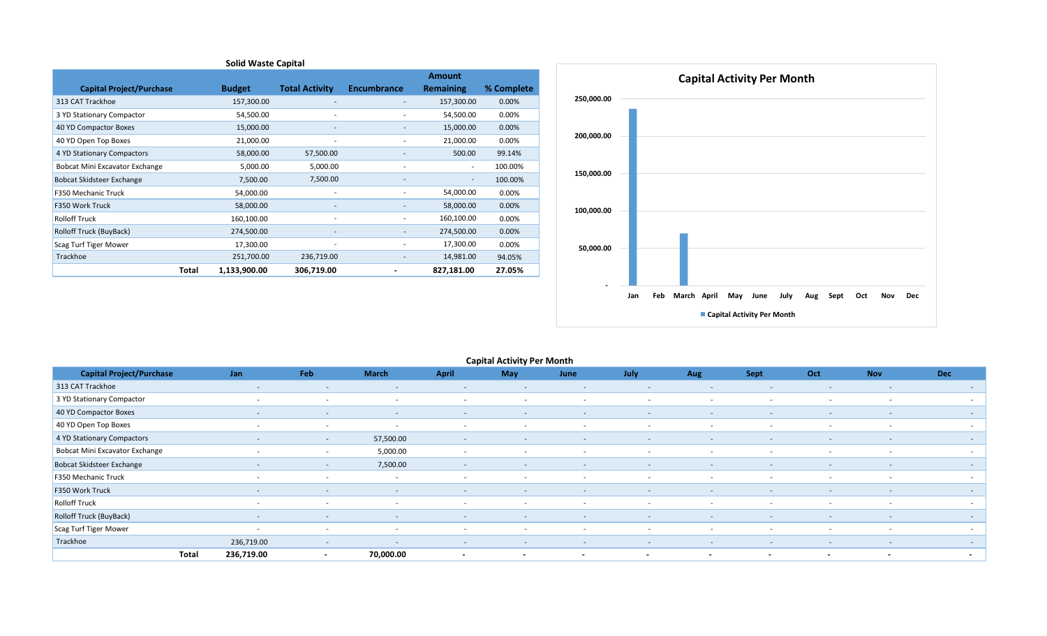## Solid Waste Capital

| Capital Project/Purchase | Budget | Total Activity | Encumbrance | Amount Remaining | % Complete |
|---|---|---|---|---|---|
| 313 CAT Trackhoe | 157,300.00 | - | - | 157,300.00 | 0.00% |
| 3 YD Stationary Compactor | 54,500.00 | - | - | 54,500.00 | 0.00% |
| 40 YD Compactor Boxes | 15,000.00 | - | - | 15,000.00 | 0.00% |
| 40 YD Open Top Boxes | 21,000.00 | - | - | 21,000.00 | 0.00% |
| 4 YD Stationary Compactors | 58,000.00 | 57,500.00 | - | 500.00 | 99.14% |
| Bobcat Mini Excavator Exchange | 5,000.00 | 5,000.00 | - | - | 100.00% |
| Bobcat Skidsteer Exchange | 7,500.00 | 7,500.00 | - | - | 100.00% |
| F350 Mechanic Truck | 54,000.00 | - | - | 54,000.00 | 0.00% |
| F350 Work Truck | 58,000.00 | - | - | 58,000.00 | 0.00% |
| Rolloff Truck | 160,100.00 | - | - | 160,100.00 | 0.00% |
| Rolloff Truck (BuyBack) | 274,500.00 | - | - | 274,500.00 | 0.00% |
| Scag Turf Tiger Mower | 17,300.00 | - | - | 17,300.00 | 0.00% |
| Trackhoe | 251,700.00 | 236,719.00 | - | 14,981.00 | 94.05% |
| **Total** | **1,133,900.00** | **306,719.00** | **-** | **827,181.00** | **27.05%** |

### Capital Activity Per Month

| Month | Capital Activity Per Month |
|---|---|
| Jan | 236,719.00 |
| Feb | - |
| March | 70,000.00 |
| April | - |
| May | - |
| June | - |
| July | - |
| Aug | - |
| Sept | - |
| Oct | - |
| Nov | - |
| Dec | - |

## Capital Activity Per Month

| Capital Project/Purchase | Jan | Feb | March | April | May | June | July | Aug | Sept | Oct | Nov | Dec |
|---|---|---|---|---|---|---|---|---|---|---|---|---|
| 313 CAT Trackhoe | - | - | - | - | - | - | - | - | - | - | - | - |
| 3 YD Stationary Compactor | - | - | - | - | - | - | - | - | - | - | - | - |
| 40 YD Compactor Boxes | - | - | - | - | - | - | - | - | - | - | - | - |
| 40 YD Open Top Boxes | - | - | - | - | - | - | - | - | - | - | - | - |
| 4 YD Stationary Compactors | - | - | 57,500.00 | - | - | - | - | - | - | - | - | - |
| Bobcat Mini Excavator Exchange | - | - | 5,000.00 | - | - | - | - | - | - | - | - | - |
| Bobcat Skidsteer Exchange | - | - | 7,500.00 | - | - | - | - | - | - | - | - | - |
| F350 Mechanic Truck | - | - | - | - | - | - | - | - | - | - | - | - |
| F350 Work Truck | - | - | - | - | - | - | - | - | - | - | - | - |
| Rolloff Truck | - | - | - | - | - | - | - | - | - | - | - | - |
| Rolloff Truck (BuyBack) | - | - | - | - | - | - | - | - | - | - | - | - |
| Scag Turf Tiger Mower | - | - | - | - | - | - | - | - | - | - | - | - |
| Trackhoe | 236,719.00 | - | - | - | - | - | - | - | - | - | - | - |
| **Total** | **236,719.00** | **-** | **70,000.00** | **-** | **-** | **-** | **-** | **-** | **-** | **-** | **-** | **-** |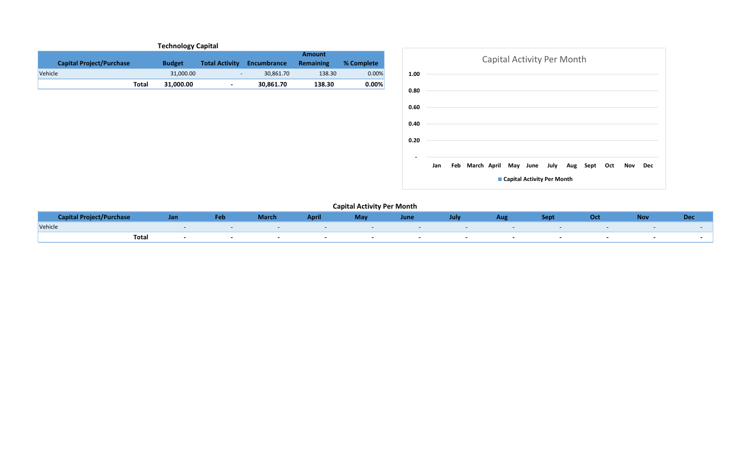**Technology Capital**

| Capital Project/Purchase | Budget | Total Activity | Encumbrance | Amount Remaining | % Complete |
|---|---|---|---|---|---|
| Vehicle | 31,000.00 | - | 30,861.70 | 138.30 | 0.00% |
| **Total** | **31,000.00** | **-** | **30,861.70** | **138.30** | **0.00%** |

Capital Activity Per Month

1.00
0.80
0.60
0.40
0.20
-

Jan Feb March April May June July Aug Sept Oct Nov Dec

Capital Activity Per Month

**Capital Activity Per Month**

| Capital Project/Purchase | Jan | Feb | March | April | May | June | July | Aug | Sept | Oct | Nov | Dec |
|---|---|---|---|---|---|---|---|---|---|---|---|---|
| Vehicle | - | - | - | - | - | - | - | - | - | - | - | - |
| **Total** | **-** | **-** | **-** | **-** | **-** | **-** | **-** | **-** | **-** | **-** | **-** | **-** |